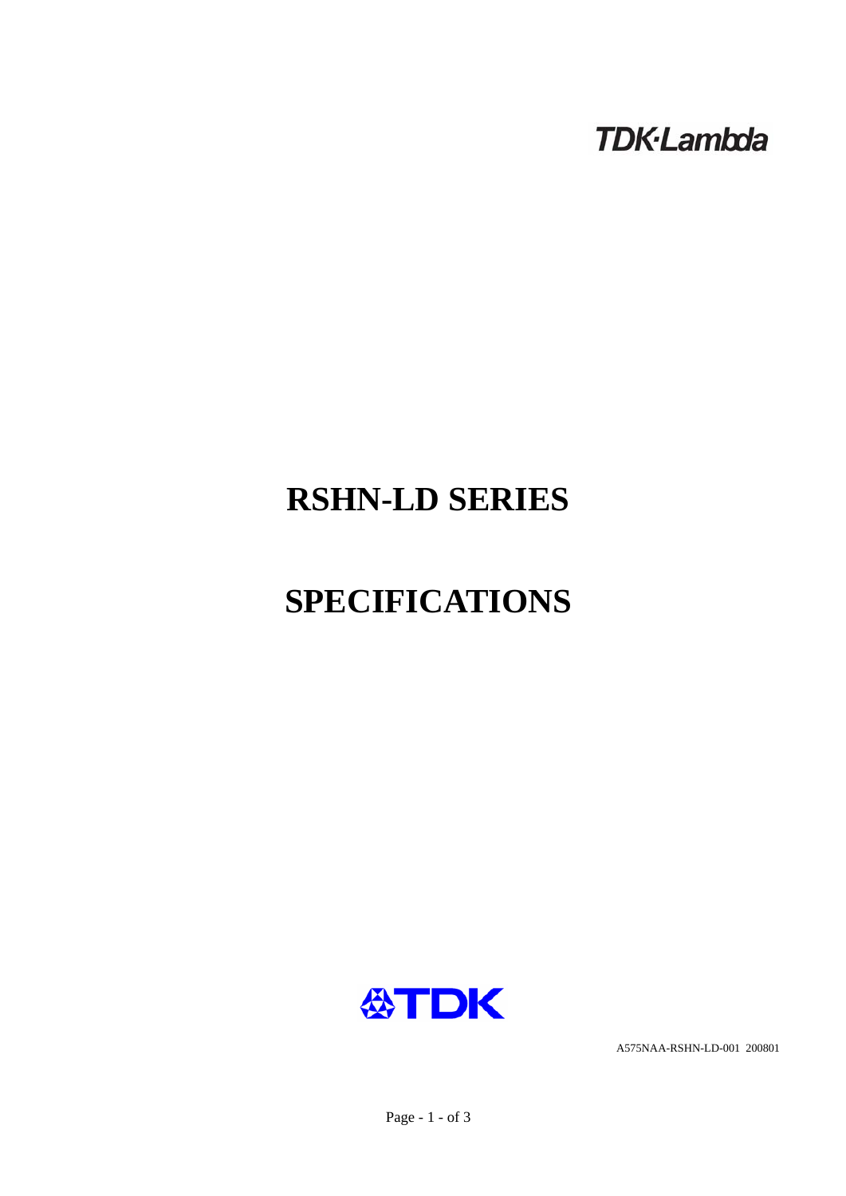TDK·Lambda

# RSHN-LD SERIES

# SPECIFICATIONS

TDK

A575NAA-RSHN-LD-001 200801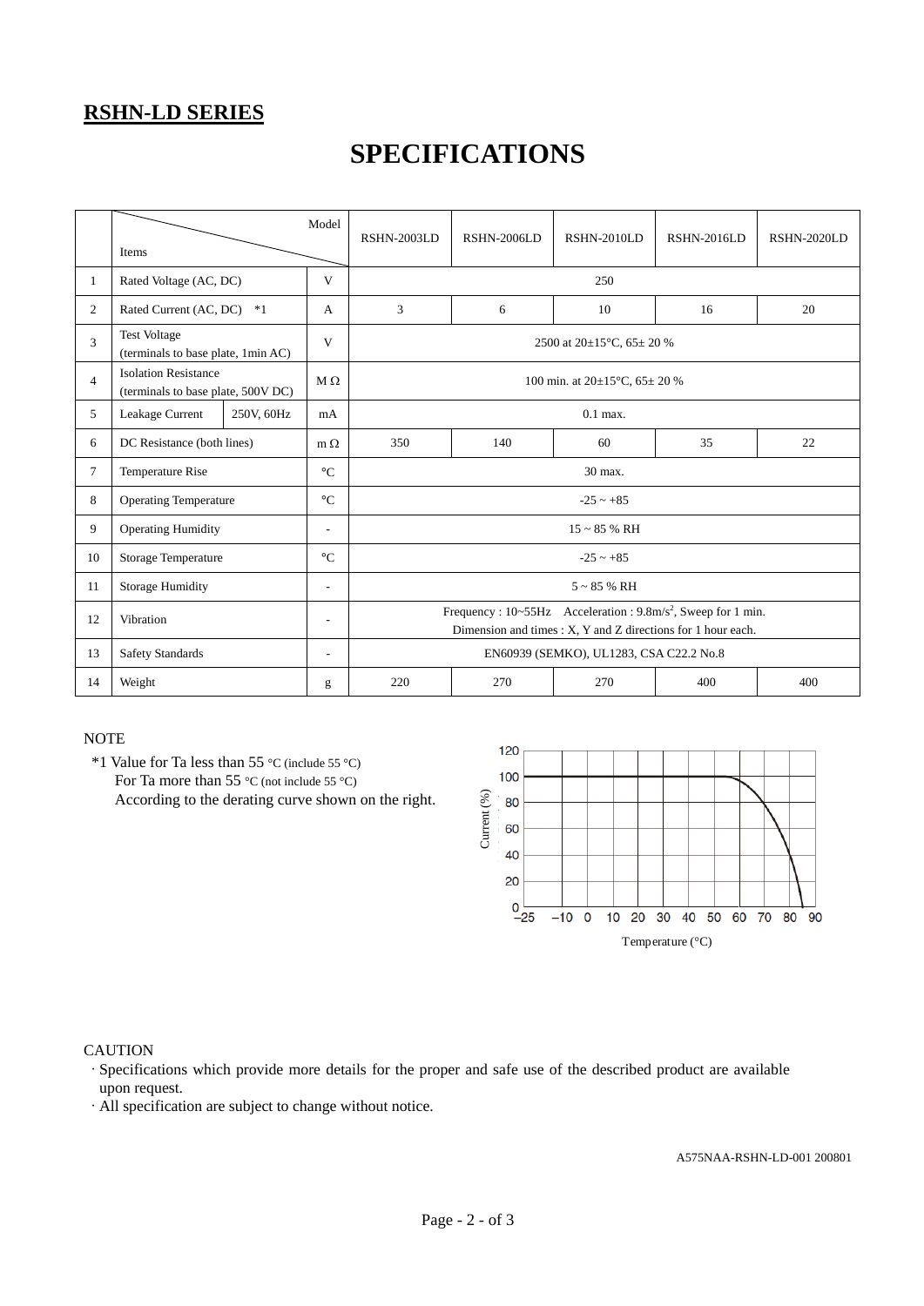**RSHN-LD SERIES**

# SPECIFICATIONS

| | Items \ Model | | | RSHN-2003LD | RSHN-2006LD | RSHN-2010LD | RSHN-2016LD | RSHN-2020LD |
|---|---|---|---|---|---|---|---|---|
| 1 | Rated Voltage (AC, DC) | | V | 250 | | | | |
| 2 | Rated Current (AC, DC) *1 | | A | 3 | 6 | 10 | 16 | 20 |
| 3 | Test Voltage (terminals to base plate, 1min AC) | | V | 2500 at 20±15°C, 65± 20 % | | | | |
| 4 | Isolation Resistance (terminals to base plate, 500V DC) | | MΩ | 100 min. at 20±15°C, 65± 20 % | | | | |
| 5 | Leakage Current | 250V, 60Hz | mA | 0.1 max. | | | | |
| 6 | DC Resistance (both lines) | | mΩ | 350 | 140 | 60 | 35 | 22 |
| 7 | Temperature Rise | | °C | 30 max. | | | | |
| 8 | Operating Temperature | | °C | -25 ~ +85 | | | | |
| 9 | Operating Humidity | | - | 15 ~ 85 % RH | | | | |
| 10 | Storage Temperature | | °C | -25 ~ +85 | | | | |
| 11 | Storage Humidity | | - | 5 ~ 85 % RH | | | | |
| 12 | Vibration | | - | Frequency : 10~55Hz Acceleration : 9.8m/s$^2$, Sweep for 1 min. Dimension and times : X, Y and Z directions for 1 hour each. | | | | |
| 13 | Safety Standards | | - | EN60939 (SEMKO), UL1283, CSA C22.2 No.8 | | | | |
| 14 | Weight | | g | 220 | 270 | 270 | 400 | 400 |

NOTE

*1 Value for Ta less than 55 °C (include 55 °C)
For Ta more than 55 °C (not include 55 °C)
According to the derating curve shown on the right.

CAUTION

- Specifications which provide more details for the proper and safe use of the described product are available upon request.
- All specification are subject to change without notice.

A575NAA-RSHN-LD-001 200801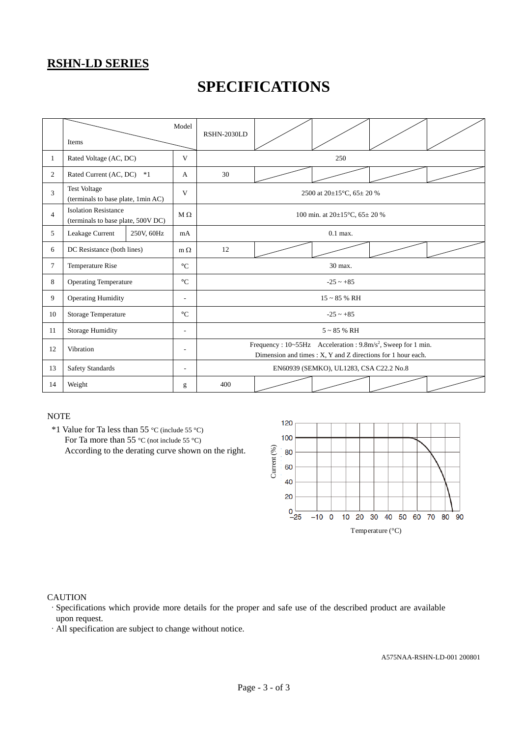**RSHN-LD SERIES**

# SPECIFICATIONS

| | Items / Model | | | RSHN-2030LD | | | | |
|---|---|---|---|---|---|---|---|---|
| 1 | Rated Voltage (AC, DC) | | V | 250 | | | | |
| 2 | Rated Current (AC, DC) *1 | | A | 30 | | | | |
| 3 | Test Voltage (terminals to base plate, 1min AC) | | V | 2500 at 20±15°C, 65± 20 % | | | | |
| 4 | Isolation Resistance (terminals to base plate, 500V DC) | | M Ω | 100 min. at 20±15°C, 65± 20 % | | | | |
| 5 | Leakage Current | 250V, 60Hz | mA | 0.1 max. | | | | |
| 6 | DC Resistance (both lines) | | m Ω | 12 | | | | |
| 7 | Temperature Rise | | °C | 30 max. | | | | |
| 8 | Operating Temperature | | °C | -25 ~ +85 | | | | |
| 9 | Operating Humidity | | - | 15 ~ 85 % RH | | | | |
| 10 | Storage Temperature | | °C | -25 ~ +85 | | | | |
| 11 | Storage Humidity | | - | 5 ~ 85 % RH | | | | |
| 12 | Vibration | | - | Frequency : 10~55Hz Acceleration : 9.8m/s$^2$, Sweep for 1 min. Dimension and times : X, Y and Z directions for 1 hour each. | | | | |
| 13 | Safety Standards | | - | EN60939 (SEMKO), UL1283, CSA C22.2 No.8 | | | | |
| 14 | Weight | | g | 400 | | | | |

NOTE

*1 Value for Ta less than 55 °C (include 55 °C)
For Ta more than 55 °C (not include 55 °C)
According to the derating curve shown on the right.

Current (%)
120
100
80
60
40
20
0
−25 −10 0 10 20 30 40 50 60 70 80 90
Temperature (°C)

CAUTION

- Specifications which provide more details for the proper and safe use of the described product are available upon request.
- All specification are subject to change without notice.

A575NAA-RSHN-LD-001 200801